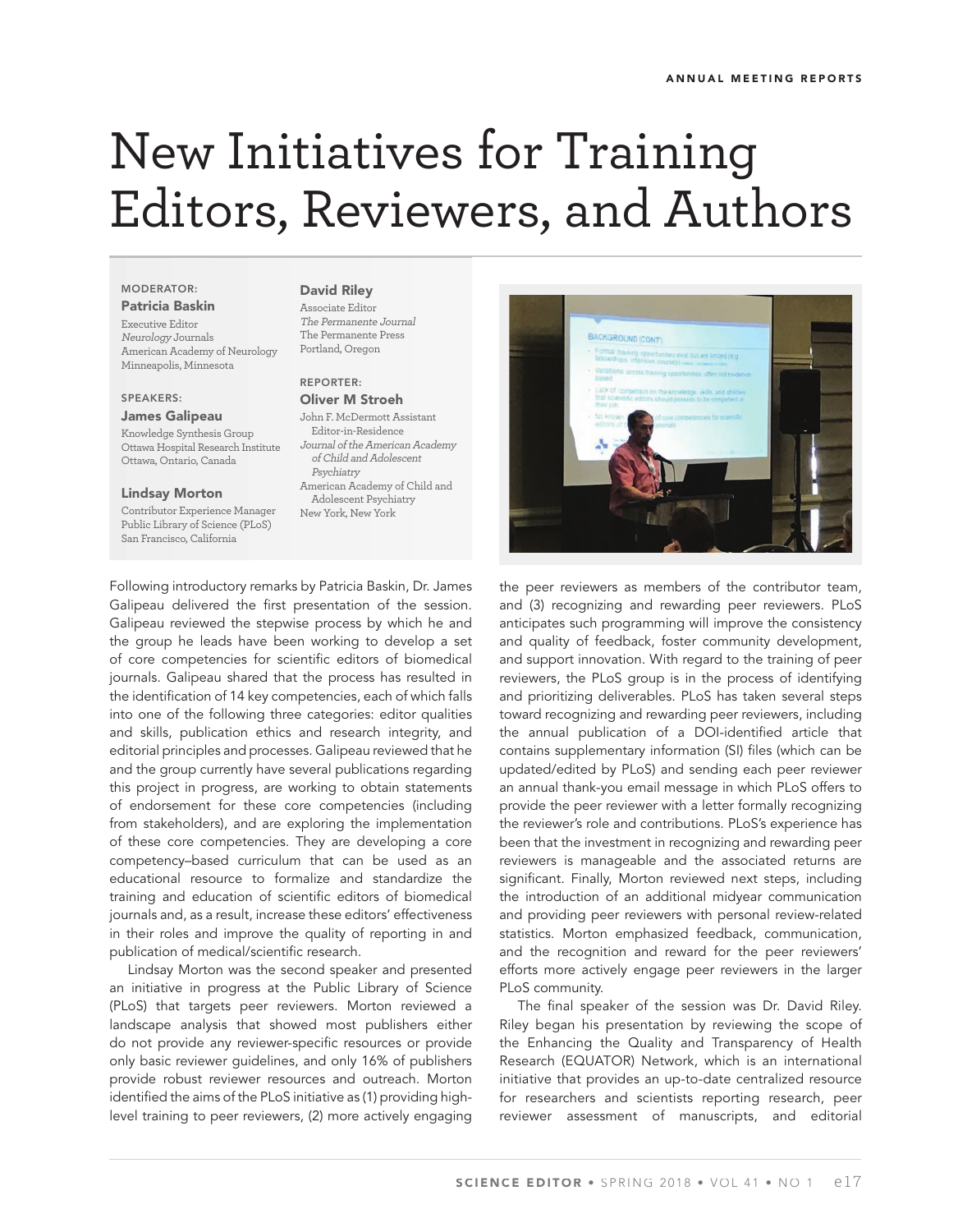# New Initiatives for Training Editors, Reviewers, and Authors

**MODERATOR:**
**Patricia Baskin**
Executive Editor
*Neurology* Journals
American Academy of Neurology
Minneapolis, Minnesota

**SPEAKERS:**
**James Galipeau**
Knowledge Synthesis Group
Ottawa Hospital Research Institute
Ottawa, Ontario, Canada

**Lindsay Morton**
Contributor Experience Manager
Public Library of Science (PLoS)
San Francisco, California

**David Riley**
Associate Editor
*The Permanente Journal*
The Permanente Press
Portland, Oregon

**REPORTER:**
**Oliver M Stroeh**
John F. McDermott Assistant Editor-in-Residence
*Journal of the American Academy of Child and Adolescent Psychiatry*
American Academy of Child and Adolescent Psychiatry
New York, New York

Following introductory remarks by Patricia Baskin, Dr. James Galipeau delivered the first presentation of the session. Galipeau reviewed the stepwise process by which he and the group he leads have been working to develop a set of core competencies for scientific editors of biomedical journals. Galipeau shared that the process has resulted in the identification of 14 key competencies, each of which falls into one of the following three categories: editor qualities and skills, publication ethics and research integrity, and editorial principles and processes. Galipeau reviewed that he and the group currently have several publications regarding this project in progress, are working to obtain statements of endorsement for these core competencies (including from stakeholders), and are exploring the implementation of these core competencies. They are developing a core competency–based curriculum that can be used as an educational resource to formalize and standardize the training and education of scientific editors of biomedical journals and, as a result, increase these editors' effectiveness in their roles and improve the quality of reporting in and publication of medical/scientific research.

Lindsay Morton was the second speaker and presented an initiative in progress at the Public Library of Science (PLoS) that targets peer reviewers. Morton reviewed a landscape analysis that showed most publishers either do not provide any reviewer-specific resources or provide only basic reviewer guidelines, and only 16% of publishers provide robust reviewer resources and outreach. Morton identified the aims of the PLoS initiative as (1) providing high-level training to peer reviewers, (2) more actively engaging the peer reviewers as members of the contributor team, and (3) recognizing and rewarding peer reviewers. PLoS anticipates such programming will improve the consistency and quality of feedback, foster community development, and support innovation. With regard to the training of peer reviewers, the PLoS group is in the process of identifying and prioritizing deliverables. PLoS has taken several steps toward recognizing and rewarding peer reviewers, including the annual publication of a DOI-identified article that contains supplementary information (SI) files (which can be updated/edited by PLoS) and sending each peer reviewer an annual thank-you email message in which PLoS offers to provide the peer reviewer with a letter formally recognizing the reviewer's role and contributions. PLoS's experience has been that the investment in recognizing and rewarding peer reviewers is manageable and the associated returns are significant. Finally, Morton reviewed next steps, including the introduction of an additional midyear communication and providing peer reviewers with personal review-related statistics. Morton emphasized feedback, communication, and the recognition and reward for the peer reviewers' efforts more actively engage peer reviewers in the larger PLoS community.

The final speaker of the session was Dr. David Riley. Riley began his presentation by reviewing the scope of the Enhancing the Quality and Transparency of Health Research (EQUATOR) Network, which is an international initiative that provides an up-to-date centralized resource for researchers and scientists reporting research, peer reviewer assessment of manuscripts, and editorial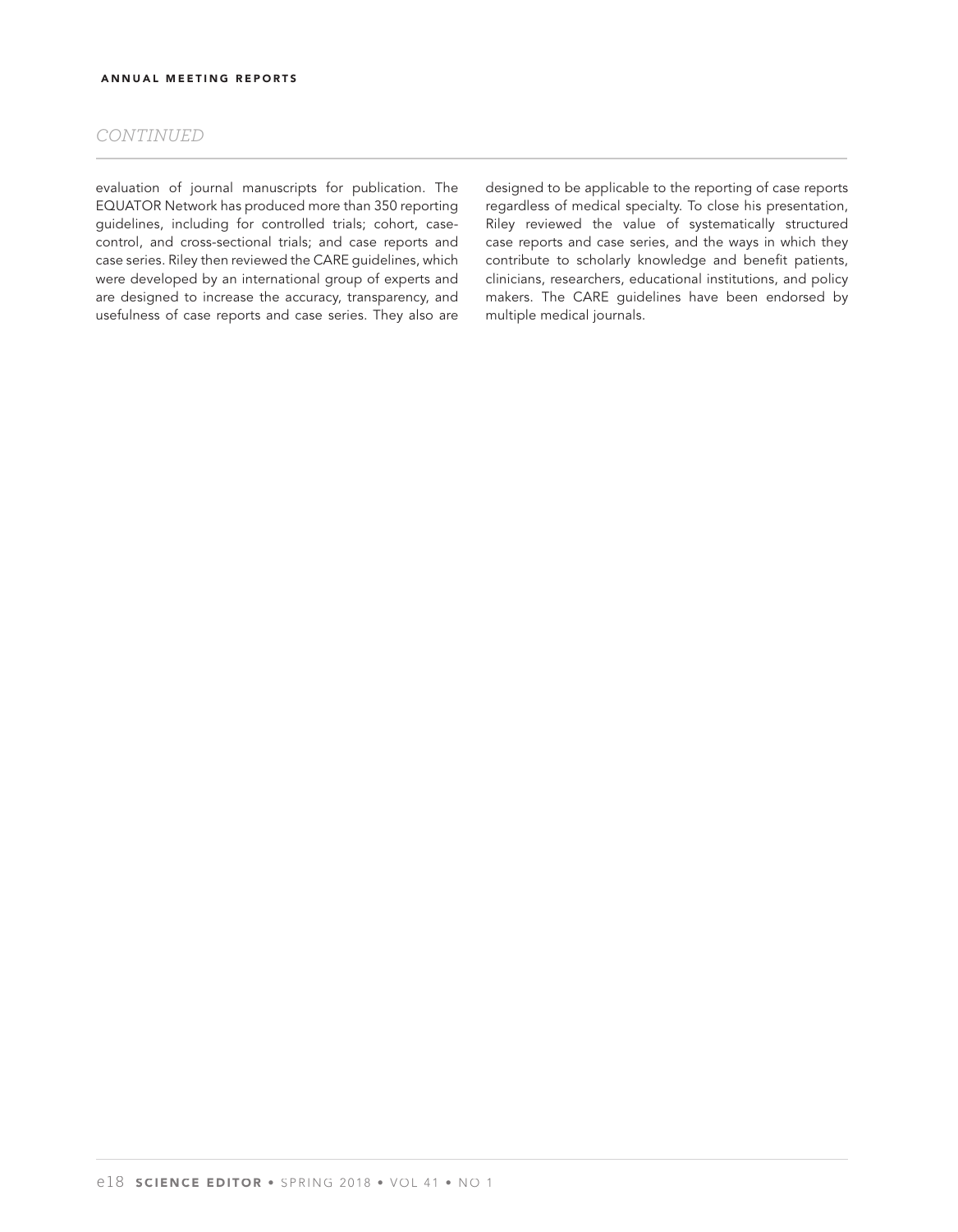*CONTINUED*

evaluation of journal manuscripts for publication. The EQUATOR Network has produced more than 350 reporting guidelines, including for controlled trials; cohort, case-control, and cross-sectional trials; and case reports and case series. Riley then reviewed the CARE guidelines, which were developed by an international group of experts and are designed to increase the accuracy, transparency, and usefulness of case reports and case series. They also are designed to be applicable to the reporting of case reports regardless of medical specialty. To close his presentation, Riley reviewed the value of systematically structured case reports and case series, and the ways in which they contribute to scholarly knowledge and benefit patients, clinicians, researchers, educational institutions, and policy makers. The CARE guidelines have been endorsed by multiple medical journals.